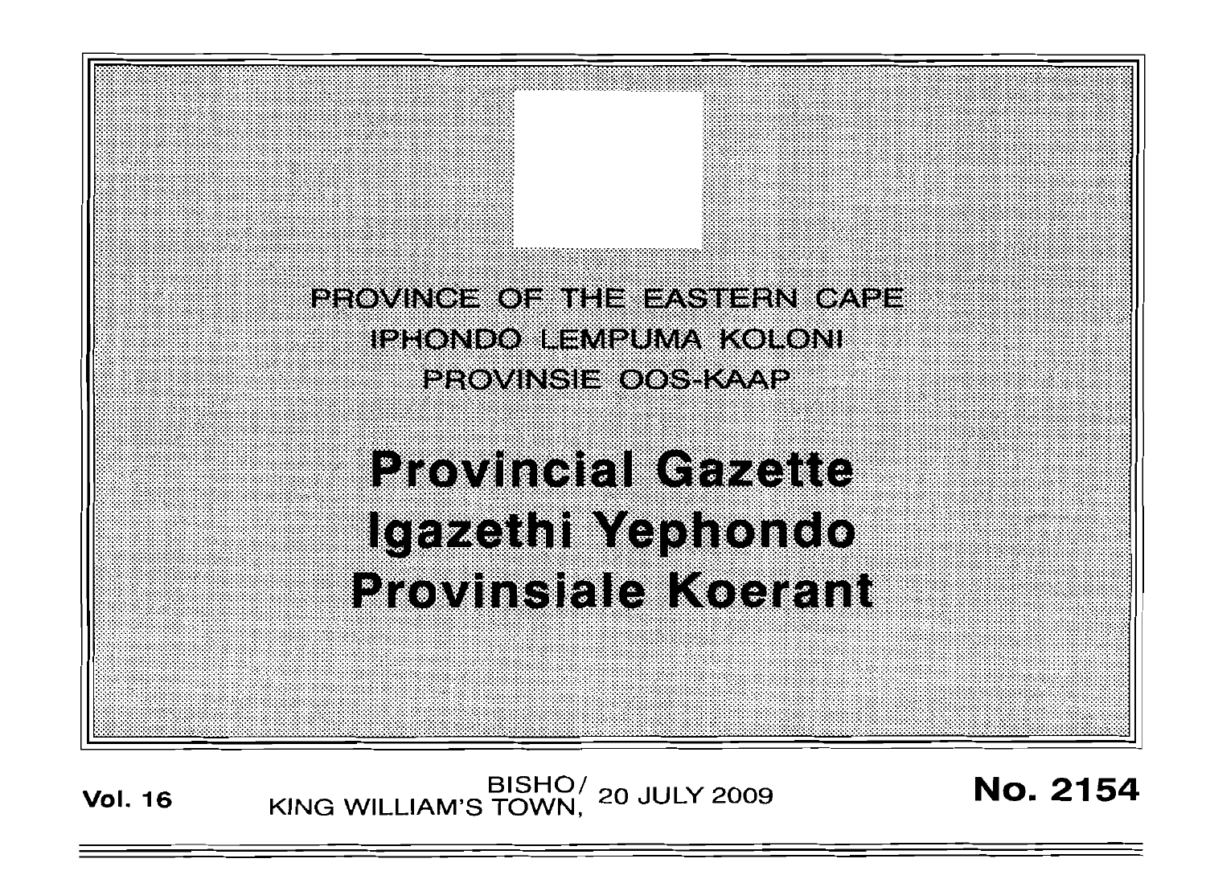PROVINCE OF THE EASTERN CAPE

IPHONDO LEMPUMA KOLONI

PROVINSIE OOS-KAAP

# Provincial Gazette

# Igazethi Yephondo

# Provinsiale Koerant

**Vol. 16** BISHO/ KING WILLIAM'S TOWN, 20 JULY 2009 **No. 2154**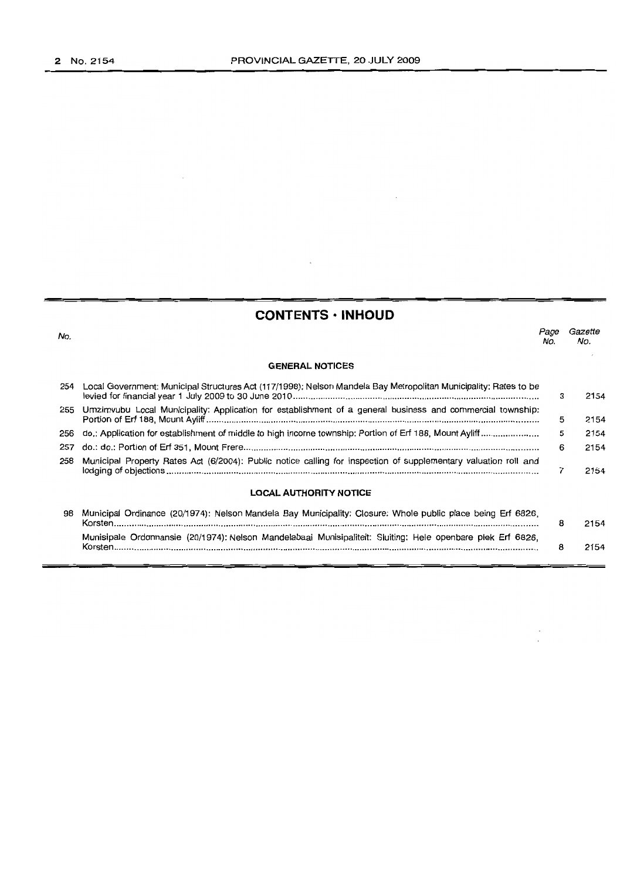## CONTENTS · INHOUD

| No. | | Page No. | Gazette No. |
|---|---|---|---|
| | **GENERAL NOTICES** | | |
| 254 | Local Government: Municipal Structures Act (117/1998): Nelson Mandela Bay Metropolitan Municipality: Rates to be levied for financial year 1 July 2009 to 30 June 2010 | 3 | 2154 |
| 255 | Umzimvubu Local Municipality: Application for establishment of a general business and commercial township: Portion of Erf 188, Mount Ayliff | 5 | 2154 |
| 256 | do.: Application for establishment of middle to high income township: Portion of Erf 188, Mount Ayliff | 5 | 2154 |
| 257 | do.: do.: Portion of Erf 351, Mount Frere | 6 | 2154 |
| 258 | Municipal Property Rates Act (6/2004): Public notice calling for inspection of supplementary valuation roll and lodging of objections | 7 | 2154 |
| | **LOCAL AUTHORITY NOTICE** | | |
| 98 | Municipal Ordinance (20/1974): Nelson Mandela Bay Municipality: Closure: Whole public place being Erf 6826, Korsten | 8 | 2154 |
| | Munisipale Ordonnansie (20/1974): Nelson Mandelabaai Munisipaliteit: Sluiting: Hele openbare plek Erf 6826, Korsten | 8 | 2154 |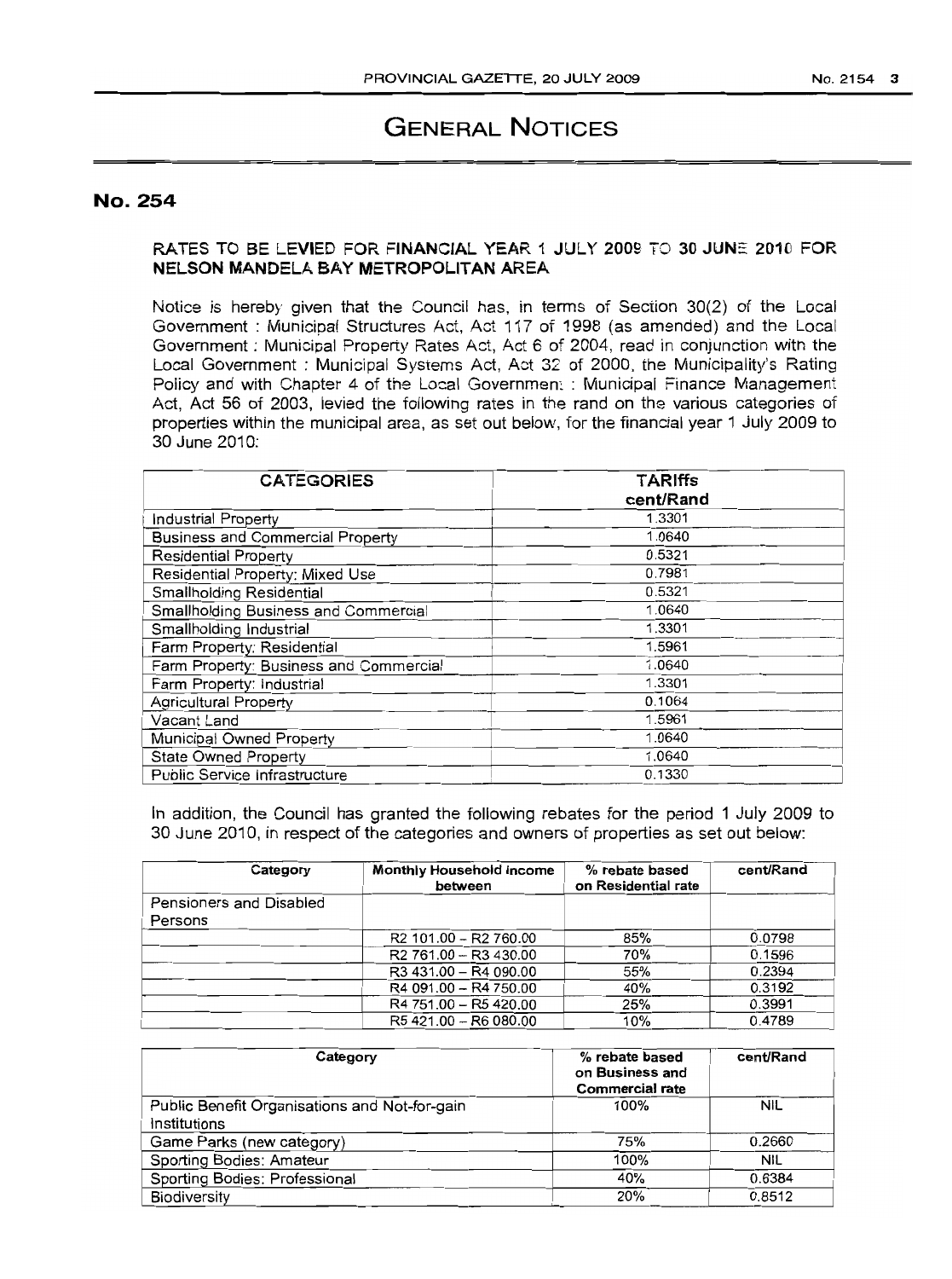# GENERAL NOTICES

## No. 254

**RATES TO BE LEVIED FOR FINANCIAL YEAR 1 JULY 2009 TO 30 JUNE 2010 FOR NELSON MANDELA BAY METROPOLITAN AREA**

Notice is hereby given that the Council has, in terms of Section 30(2) of the Local Government : Municipal Structures Act, Act 117 of 1998 (as amended) and the Local Government : Municipal Property Rates Act, Act 6 of 2004, read in conjunction with the Local Government : Municipal Systems Act, Act 32 of 2000, the Municipality's Rating Policy and with Chapter 4 of the Local Government : Municipal Finance Management Act, Act 56 of 2003, levied the following rates in the rand on the various categories of properties within the municipal area, as set out below, for the financial year 1 July 2009 to 30 June 2010:

| CATEGORIES | TARIffs cent/Rand |
|---|---|
| Industrial Property | 1.3301 |
| Business and Commercial Property | 1.0640 |
| Residential Property | 0.5321 |
| Residential Property: Mixed Use | 0.7981 |
| Smallholding Residential | 0.5321 |
| Smallholding Business and Commercial | 1.0640 |
| Smallholding Industrial | 1.3301 |
| Farm Property: Residential | 1.5961 |
| Farm Property: Business and Commercial | 1.0640 |
| Farm Property: Industrial | 1.3301 |
| Agricultural Property | 0.1064 |
| Vacant Land | 1.5961 |
| Municipal Owned Property | 1.0640 |
| State Owned Property | 1.0640 |
| Public Service Infrastructure | 0.1330 |

In addition, the Council has granted the following rebates for the period 1 July 2009 to 30 June 2010, in respect of the categories and owners of properties as set out below:

| Category | Monthly Household Income between | % rebate based on Residential rate | cent/Rand |
|---|---|---|---|
| Pensioners and Disabled Persons | | | |
| | R2 101.00 – R2 760.00 | 85% | 0.0798 |
| | R2 761.00 – R3 430.00 | 70% | 0.1596 |
| | R3 431.00 – R4 090.00 | 55% | 0.2394 |
| | R4 091.00 – R4 750.00 | 40% | 0.3192 |
| | R4 751.00 – R5 420.00 | 25% | 0.3991 |
| | R5 421.00 – R6 080.00 | 10% | 0.4789 |

| Category | % rebate based on Business and Commercial rate | cent/Rand |
|---|---|---|
| Public Benefit Organisations and Not-for-gain Institutions | 100% | NIL |
| Game Parks (new category) | 75% | 0.2660 |
| Sporting Bodies: Amateur | 100% | NIL |
| Sporting Bodies: Professional | 40% | 0.6384 |
| Biodiversity | 20% | 0.8512 |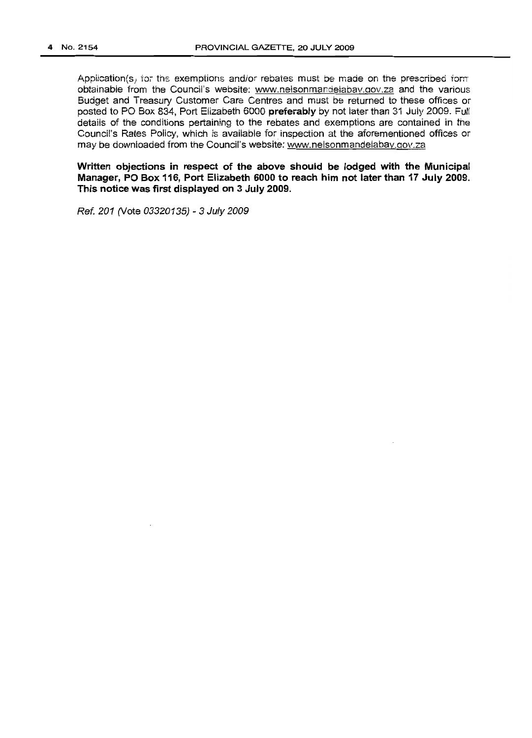Application(s) for the exemptions and/or rebates must be made on the prescribed form obtainable from the Council's website: www.nelsonmandelabay.gov.za and the various Budget and Treasury Customer Care Centres and must be returned to these offices or posted to PO Box 834, Port Elizabeth 6000 **preferably** by not later than 31 July 2009. Full details of the conditions pertaining to the rebates and exemptions are contained in the Council's Rates Policy, which is available for inspection at the aforementioned offices or may be downloaded from the Council's website: www.nelsonmandelabay.gov.za

**Written objections in respect of the above should be lodged with the Municipal Manager, PO Box 116, Port Elizabeth 6000 to reach him not later than 17 July 2009. This notice was first displayed on 3 July 2009.**

*Ref. 201 (Vote 03320135) - 3 July 2009*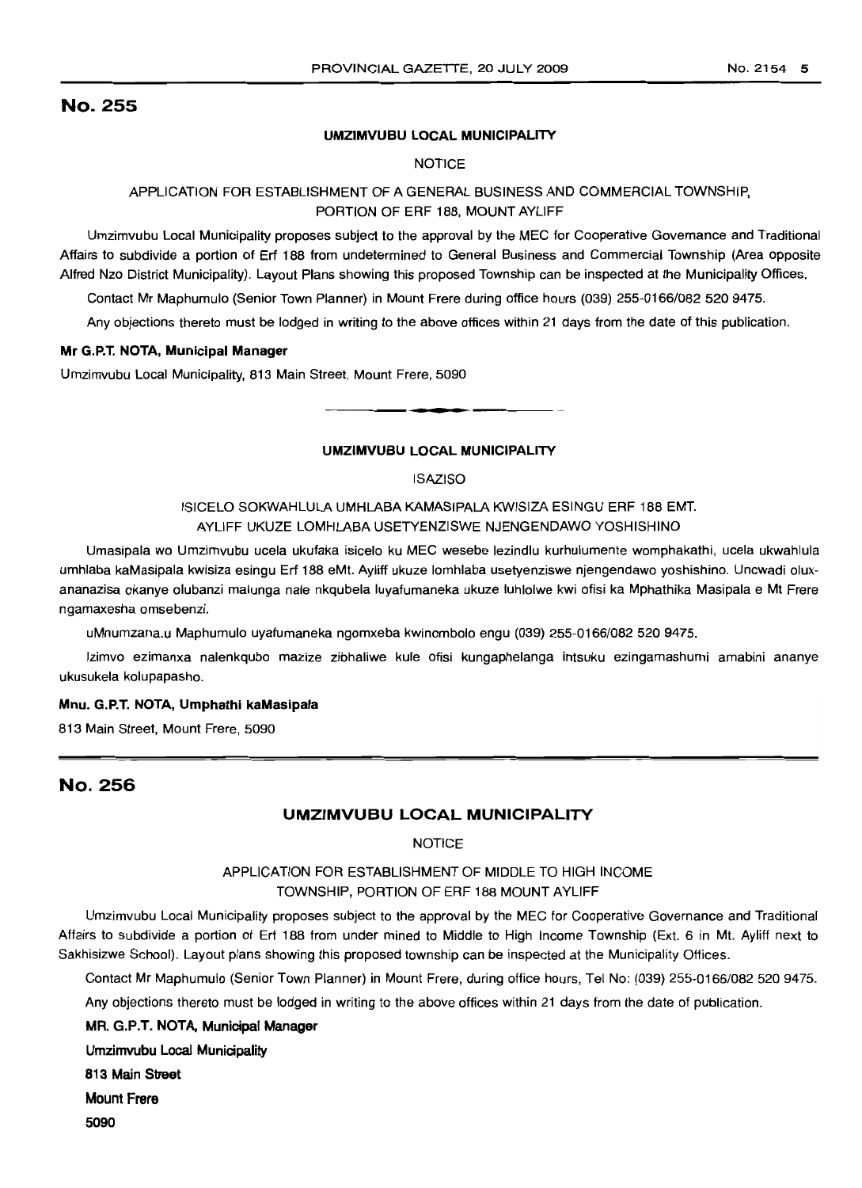## No. 255

**UMZIMVUBU LOCAL MUNICIPALITY**

NOTICE

APPLICATION FOR ESTABLISHMENT OF A GENERAL BUSINESS AND COMMERCIAL TOWNSHIP, PORTION OF ERF 188, MOUNT AYLIFF

Umzimvubu Local Municipality proposes subject to the approval by the MEC for Cooperative Governance and Traditional Affairs to subdivide a portion of Erf 188 from undetermined to General Business and Commercial Township (Area opposite Alfred Nzo District Municipality). Layout Plans showing this proposed Township can be inspected at the Municipality Offices.

Contact Mr Maphumulo (Senior Town Planner) in Mount Frere during office hours (039) 255-0166/082 520 9475.

Any objections thereto must be lodged in writing to the above offices within 21 days from the date of this publication.

**Mr G.P.T. NOTA, Municipal Manager**

Umzimvubu Local Municipality, 813 Main Street, Mount Frere, 5090

---

**UMZIMVUBU LOCAL MUNICIPALITY**

ISAZISO

ISICELO SOKWAHLULA UMHLABA KAMASIPALA KWISIZA ESINGU ERF 188 EMT. AYLIFF UKUZE LOMHLABA USETYENZISWE NJENGENDAWO YOSHISHINO

Umasipala wo Umzimvubu ucela ukufaka isicelo ku MEC wesebe lezindlu kurhulumente womphakathi, ucela ukwahlula umhlaba kaMasipala kwisiza esingu Erf 188 eMt. Ayliff ukuze lomhlaba usetyenziswe njengendawo yoshishino. Uncwadi olux-ananazisa okanye olubanzi malunga nale nkqubela luyafumaneka ukuze luhlolwe kwi ofisi ka Mphathika Masipala e Mt Frere ngamaxesha omsebenzi.

uMnumzana.u Maphumulo uyafumaneka ngomxeba kwinombolo engu (039) 255-0166/082 520 9475.

Izimvo ezimanxa nalenkqubo mazize zibhaliwe kule ofisi kungaphelanga intsuku ezingamashumi amabini ananye ukusukela kolupapasho.

**Mnu. G.P.T. NOTA, Umphathi kaMasipala**

813 Main Street, Mount Frere, 5090

---

## No. 256

**UMZIMVUBU LOCAL MUNICIPALITY**

NOTICE

APPLICATION FOR ESTABLISHMENT OF MIDDLE TO HIGH INCOME TOWNSHIP, PORTION OF ERF 188 MOUNT AYLIFF

Umzimvubu Local Municipality proposes subject to the approval by the MEC for Cooperative Governance and Traditional Affairs to subdivide a portion of Erf 188 from under mined to Middle to High Income Township (Ext. 6 in Mt. Ayliff next to Sakhisizwe School). Layout plans showing this proposed township can be inspected at the Municipality Offices.

Contact Mr Maphumulo (Senior Town Planner) in Mount Frere, during office hours, Tel No: (039) 255-0166/082 520 9475.

Any objections thereto must be lodged in writing to the above offices within 21 days from the date of publication.

**MR. G.P.T. NOTA, Municipal Manager**

**Umzimvubu Local Municipality**

**813 Main Street**

**Mount Frere**

**5090**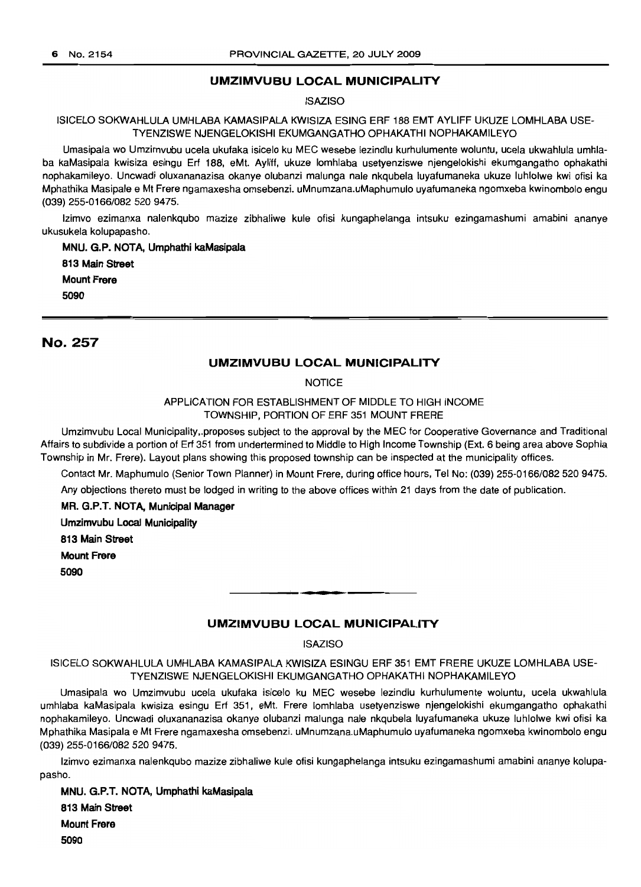## UMZIMVUBU LOCAL MUNICIPALITY

ISAZISO

ISICELO SOKWAHLULA UMHLABA KAMASIPALA KWISIZA ESING ERF 188 EMT AYLIFF UKUZE LOMHLABA USE-TYENZISWE NJENGELOKISHI EKUMGANGATHO OPHAKATHI NOPHAKAMILEYO

Umasipala wo Umzimvubu ucela ukufaka isicelo ku MEC wesebe lezindlu kurhulumente woluntu, ucela ukwahlula umhlaba kaMasipala kwisiza esingu Erf 188, eMt. Ayliff, ukuze lomhlaba usetyenziswe njengelokishi ekumgangatho ophakathi nophakamileyo. Uncwadi oluxananazisa okanye olubanzi malunga nale nkqubela luyafumaneka ukuze luhlolwe kwi ofisi ka Mphathika Masipale e Mt Frere ngamaxesha omsebenzi. uMnumzana.uMaphumulo uyafumaneka ngomxeba kwinombolo engu (039) 255-0166/082 520 9475.

Izimvo ezimanxa nalenkqubo mazize zibhaliwe kule ofisi kungaphelanga intsuku ezingamashumi amabini ananye ukusukela kolupapasho.

**MNU. G.P. NOTA, Umphathi kaMasipala**
**813 Main Street**
**Mount Frere**
**5090**

---

# No. 257

## UMZIMVUBU LOCAL MUNICIPALITY

NOTICE

APPLICATION FOR ESTABLISHMENT OF MIDDLE TO HIGH INCOME TOWNSHIP, PORTION OF ERF 351 MOUNT FRERE

Umzimvubu Local Municipality,.proposes subject to the approval by the MEC for Cooperative Governance and Traditional Affairs to subdivide a portion of Erf 351 from undertermined to Middle to High Income Township (Ext. 6 being area above Sophia Township in Mr. Frere). Layout plans showing this proposed township can be inspected at the municipality offices.

Contact Mr. Maphumulo (Senior Town Planner) in Mount Frere, during office hours, Tel No: (039) 255-0166/082 520 9475.

Any objections thereto must be lodged in writing to the above offices within 21 days from the date of publication.

**MR. G.P.T. NOTA, Municipal Manager**
**Umzimvubu Local Municipality**
**813 Main Street**
**Mount Frere**
**5090**

---

## UMZIMVUBU LOCAL MUNICIPALITY

ISAZISO

ISICELO SOKWAHLULA UMHLABA KAMASIPALA KWISIZA ESINGU ERF 351 EMT FRERE UKUZE LOMHLABA USE-TYENZISWE NJENGELOKISHI EKUMGANGATHO OPHAKATHI NOPHAKAMILEYO

Umasipala wo Umzimvubu ucela ukufaka isicelo ku MEC wesebe lezindlu kurhulumente woluntu, ucela ukwahlula umhlaba kaMasipala kwisiza esingu Erf 351, eMt. Frere lomhlaba usetyenziswe njengelokishi ekumgangatho ophakathi nophakamileyo. Uncwadi oluxananazisa okanye olubanzi malunga nale nkqubela luyafumaneka ukuze luhlolwe kwi ofisi ka Mphathika Masipala e Mt Frere ngamaxesha omsebenzi. uMnumzana.uMaphumulo uyafumaneka ngomxeba kwinombolo engu (039) 255-0166/082 520 9475.

Izimvo ezimanxa nalenkqubo mazize zibhaliwe kule ofisi kungaphelanga intsuku ezingamashumi amabini ananye kolupapasho.

**MNU. G.P.T. NOTA, Umphathi kaMasipala**
**813 Main Street**
**Mount Frere**
**5090**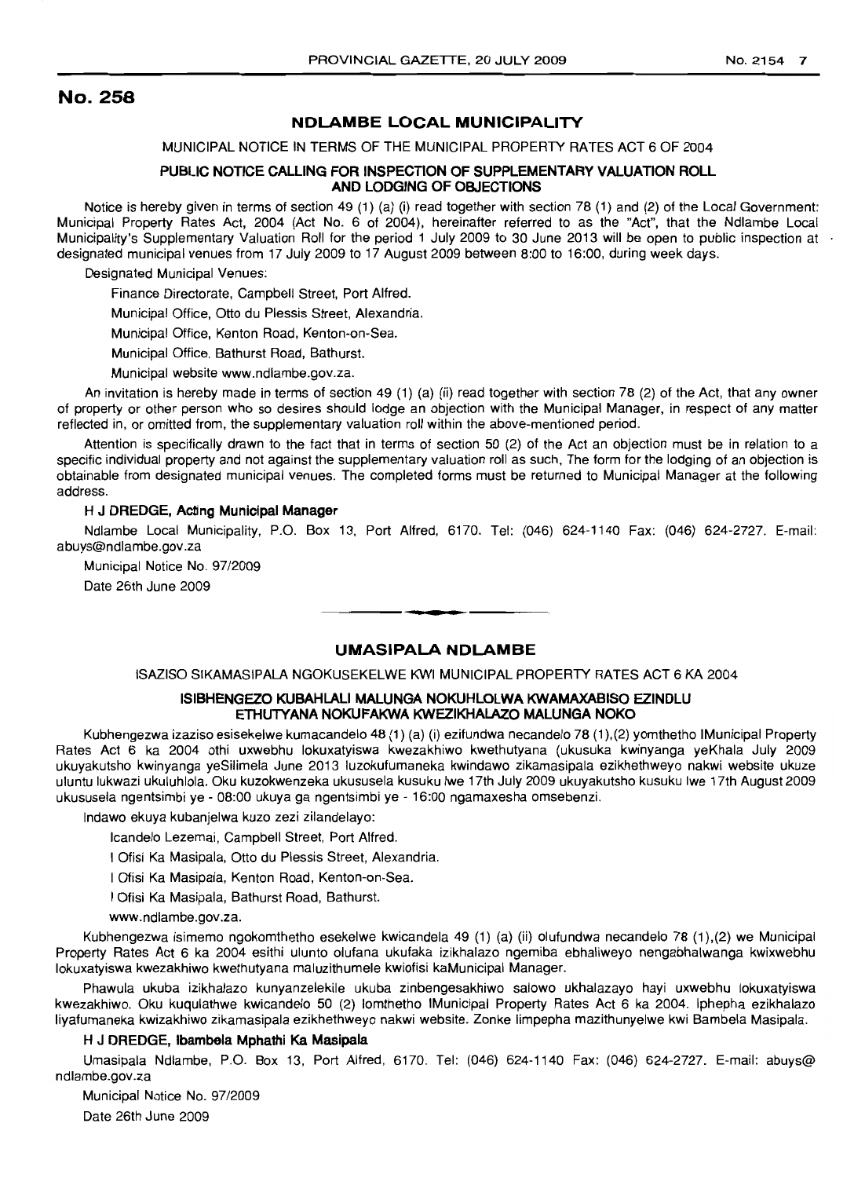# No. 258

## NDLAMBE LOCAL MUNICIPALITY

MUNICIPAL NOTICE IN TERMS OF THE MUNICIPAL PROPERTY RATES ACT 6 OF 2004

### PUBLIC NOTICE CALLING FOR INSPECTION OF SUPPLEMENTARY VALUATION ROLL AND LODGING OF OBJECTIONS

Notice is hereby given in terms of section 49 (1) (a) (i) read together with section 78 (1) and (2) of the Local Government: Municipal Property Rates Act, 2004 (Act No. 6 of 2004), hereinafter referred to as the "Act", that the Ndlambe Local Municipality's Supplementary Valuation Roll for the period 1 July 2009 to 30 June 2013 will be open to public inspection at designated municipal venues from 17 July 2009 to 17 August 2009 between 8:00 to 16:00, during week days.

Designated Municipal Venues:

Finance Directorate, Campbell Street, Port Alfred.

Municipal Office, Otto du Plessis Street, Alexandria.

Municipal Office, Kenton Road, Kenton-on-Sea.

Municipal Office, Bathurst Road, Bathurst.

Municipal website www.ndlambe.gov.za.

An invitation is hereby made in terms of section 49 (1) (a) (ii) read together with section 78 (2) of the Act, that any owner of property or other person who so desires should lodge an objection with the Municipal Manager, in respect of any matter reflected in, or omitted from, the supplementary valuation roll within the above-mentioned period.

Attention is specifically drawn to the fact that in terms of section 50 (2) of the Act an objection must be in relation to a specific individual property and not against the supplementary valuation roll as such, The form for the lodging of an objection is obtainable from designated municipal venues. The completed forms must be returned to Municipal Manager at the following address.

**H J DREDGE, Acting Municipal Manager**

Ndlambe Local Municipality, P.O. Box 13, Port Alfred, 6170. Tel: (046) 624-1140 Fax: (046) 624-2727. E-mail: abuys@ndlambe.gov.za

Municipal Notice No. 97/2009

Date 26th June 2009

---

## UMASIPALA NDLAMBE

ISAZISO SIKAMASIPALA NGOKUSEKELWE KWI MUNICIPAL PROPERTY RATES ACT 6 KA 2004

### ISIBHENGEZO KUBAHLALI MALUNGA NOKUHLOLWA KWAMAXABISO EZINDLU ETHUTYANA NOKUFAKWA KWEZIKHALAZO MALUNGA NOKO

Kubhengezwa izaziso esisekelwe kumacandelo 48 (1) (a) (i) ezifundwa necandelo 78 (1),(2) yomthetho lMunicipal Property Rates Act 6 ka 2004 othi uxwebhu lokuxatyiswa kwezakhiwo kwethutyana (ukusuka kwinyanga yeKhala July 2009 ukuyakutsho kwinyanga yeSilimela June 2013 luzokufumaneka kwindawo zikamasipala ezikhethweyo nakwi website ukuze uluntu lukwazi ukuluhlola. Oku kuzokwenzeka ukususela kusuku lwe 17th July 2009 ukuyakutsho kusuku lwe 17th August 2009 ukususela ngentsimbi ye - 08:00 ukuya ga ngentsimbi ye - 16:00 ngamaxesha omsebenzi.

lndawo ekuya kubanjelwa kuzo zezi zilandelayo:

lcandelo Lezemai, Campbell Street, Port Alfred.

I Ofisi Ka Masipala, Otto du Plessis Street, Alexandria.

I Ofisi Ka Masipala, Kenton Road, Kenton-on-Sea.

I Ofisi Ka Masipala, Bathurst Road, Bathurst.

www.ndlambe.gov.za.

Kubhengezwa isimemo ngokomthetho esekelwe kwicandela 49 (1) (a) (ii) olufundwa necandelo 78 (1),(2) we Municipal Property Rates Act 6 ka 2004 esithi ulunto olufana ukufaka izikhalazo ngemiba ebhaliweyo nengabhalwanga kwixwebhu lokuxatyiswa kwezakhiwo kwethutyana maluzithumele kwiofisi kaMunicipal Manager.

Phawula ukuba izikhalazo kunyanzelekile ukuba zinbengesakhiwo salowo ukhalazayo hayi uxwebhu lokuxatyiswa kwezakhiwo. Oku kuqulathwe kwicandelo 50 (2) lomthetho lMunicipal Property Rates Act 6 ka 2004. lphepha ezikhalazo liyafumaneka kwizakhiwo zikamasipala ezikhethweyo nakwi website. Zonke limpepha mazithunyelwe kwi Bambela Masipala.

**H J DREDGE, Ibambela Mphathi Ka Masipala**

Umasipala Ndlambe, P.O. Box 13, Port Alfred, 6170. Tel: (046) 624-1140 Fax: (046) 624-2727. E-mail: abuys@ndlambe.gov.za

Municipal Notice No. 97/2009

Date 26th June 2009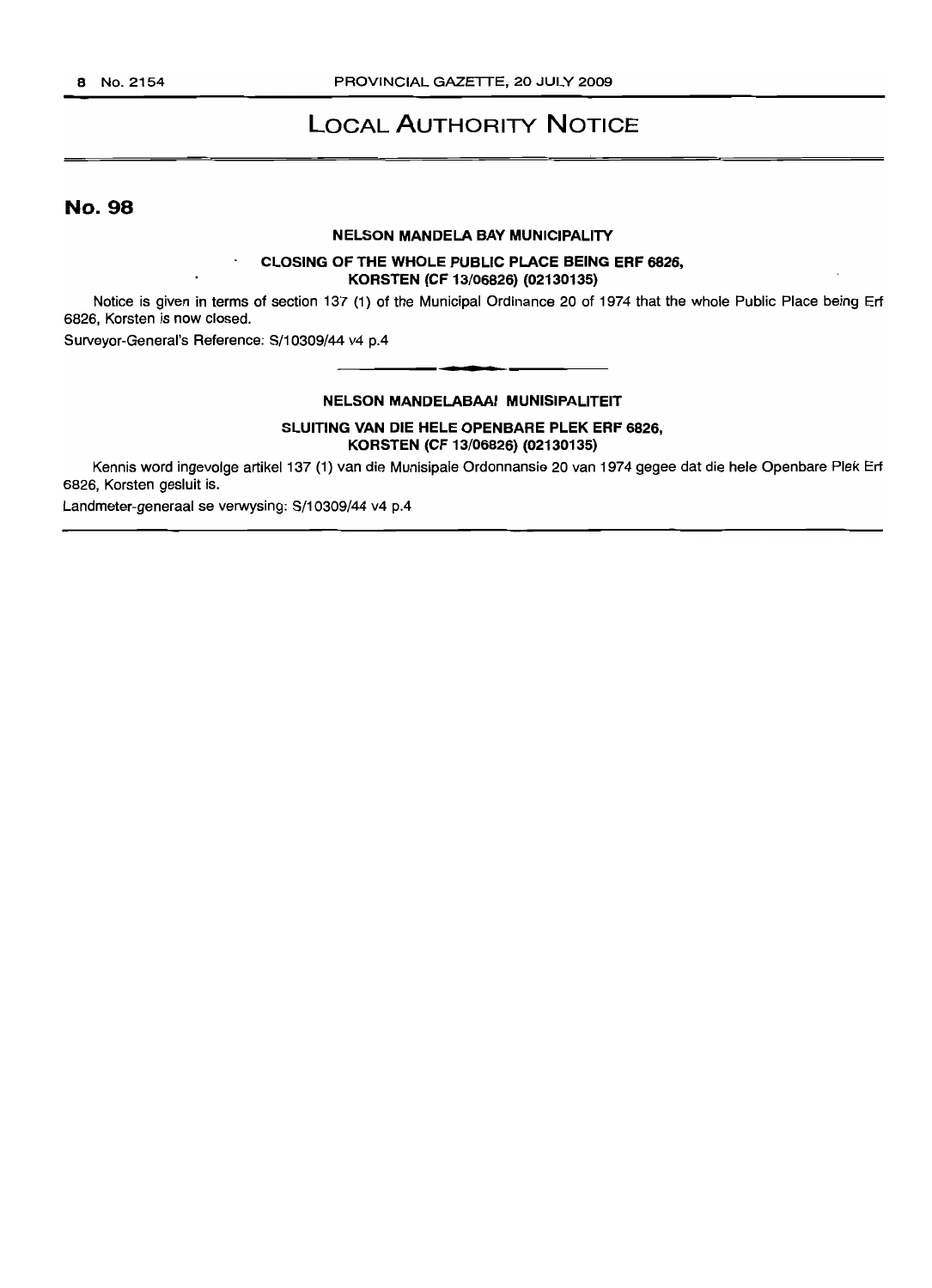# LOCAL AUTHORITY NOTICE

## No. 98

### NELSON MANDELA BAY MUNICIPALITY

**CLOSING OF THE WHOLE PUBLIC PLACE BEING ERF 6826, KORSTEN (CF 13/06826) (02130135)**

Notice is given in terms of section 137 (1) of the Municipal Ordinance 20 of 1974 that the whole Public Place being Erf 6826, Korsten is now closed.

Surveyor-General's Reference: S/10309/44 v4 p.4

### NELSON MANDELABAAI MUNISIPALITEIT

**SLUITING VAN DIE HELE OPENBARE PLEK ERF 6826, KORSTEN (CF 13/06826) (02130135)**

Kennis word ingevolge artikel 137 (1) van die Munisipale Ordonnansie 20 van 1974 gegee dat die hele Openbare Plek Erf 6826, Korsten gesluit is.

Landmeter-generaal se verwysing: S/10309/44 v4 p.4